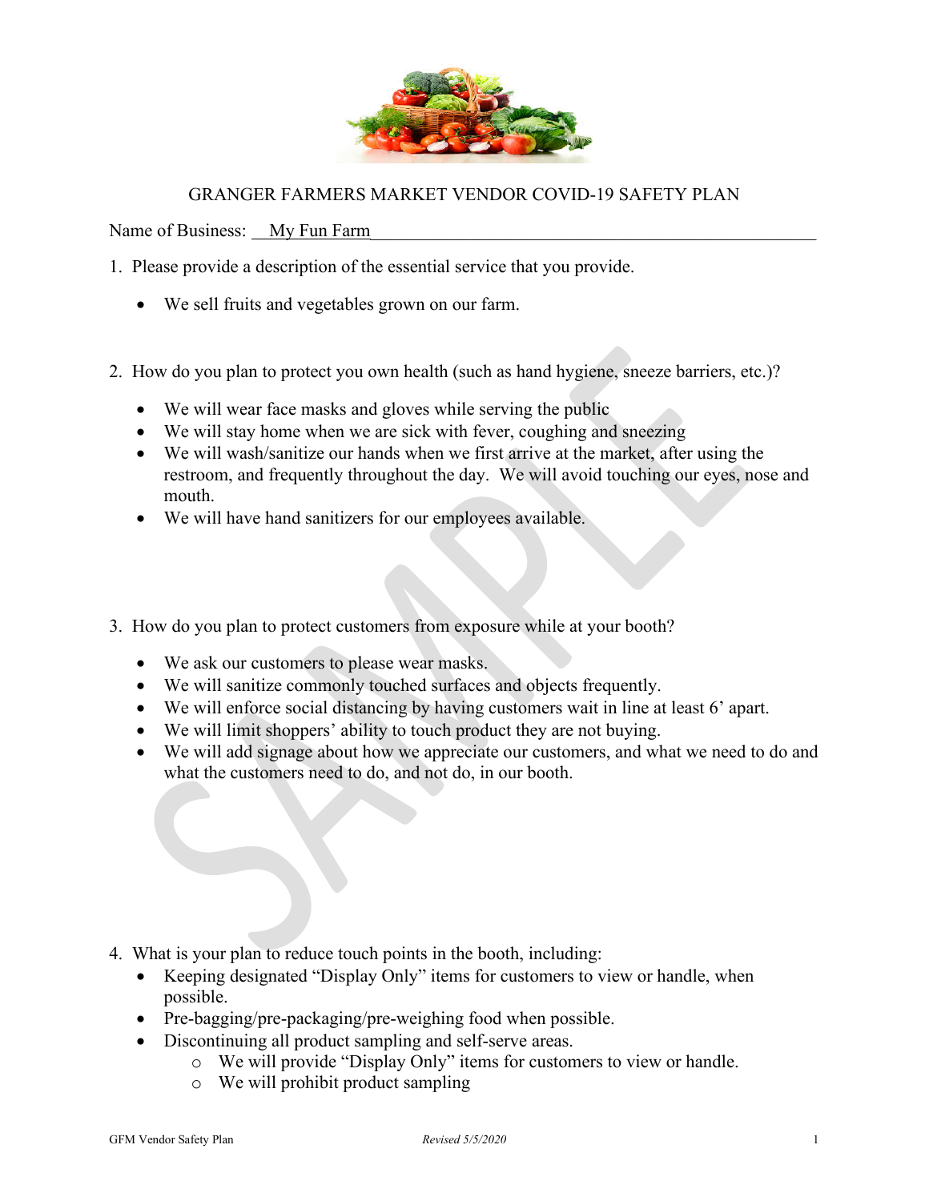# GRANGER FARMERS MARKET VENDOR COVID-19 SAFETY PLAN

Name of Business: My Fun Farm

1. Please provide a description of the essential service that you provide.

   - We sell fruits and vegetables grown on our farm.

2. How do you plan to protect you own health (such as hand hygiene, sneeze barriers, etc.)?

   - We will wear face masks and gloves while serving the public
   - We will stay home when we are sick with fever, coughing and sneezing
   - We will wash/sanitize our hands when we first arrive at the market, after using the restroom, and frequently throughout the day. We will avoid touching our eyes, nose and mouth.
   - We will have hand sanitizers for our employees available.

3. How do you plan to protect customers from exposure while at your booth?

   - We ask our customers to please wear masks.
   - We will sanitize commonly touched surfaces and objects frequently.
   - We will enforce social distancing by having customers wait in line at least 6' apart.
   - We will limit shoppers' ability to touch product they are not buying.
   - We will add signage about how we appreciate our customers, and what we need to do and what the customers need to do, and not do, in our booth.

4. What is your plan to reduce touch points in the booth, including:
   - Keeping designated "Display Only" items for customers to view or handle, when possible.
   - Pre-bagging/pre-packaging/pre-weighing food when possible.
   - Discontinuing all product sampling and self-serve areas.
     - We will provide "Display Only" items for customers to view or handle.
     - We will prohibit product sampling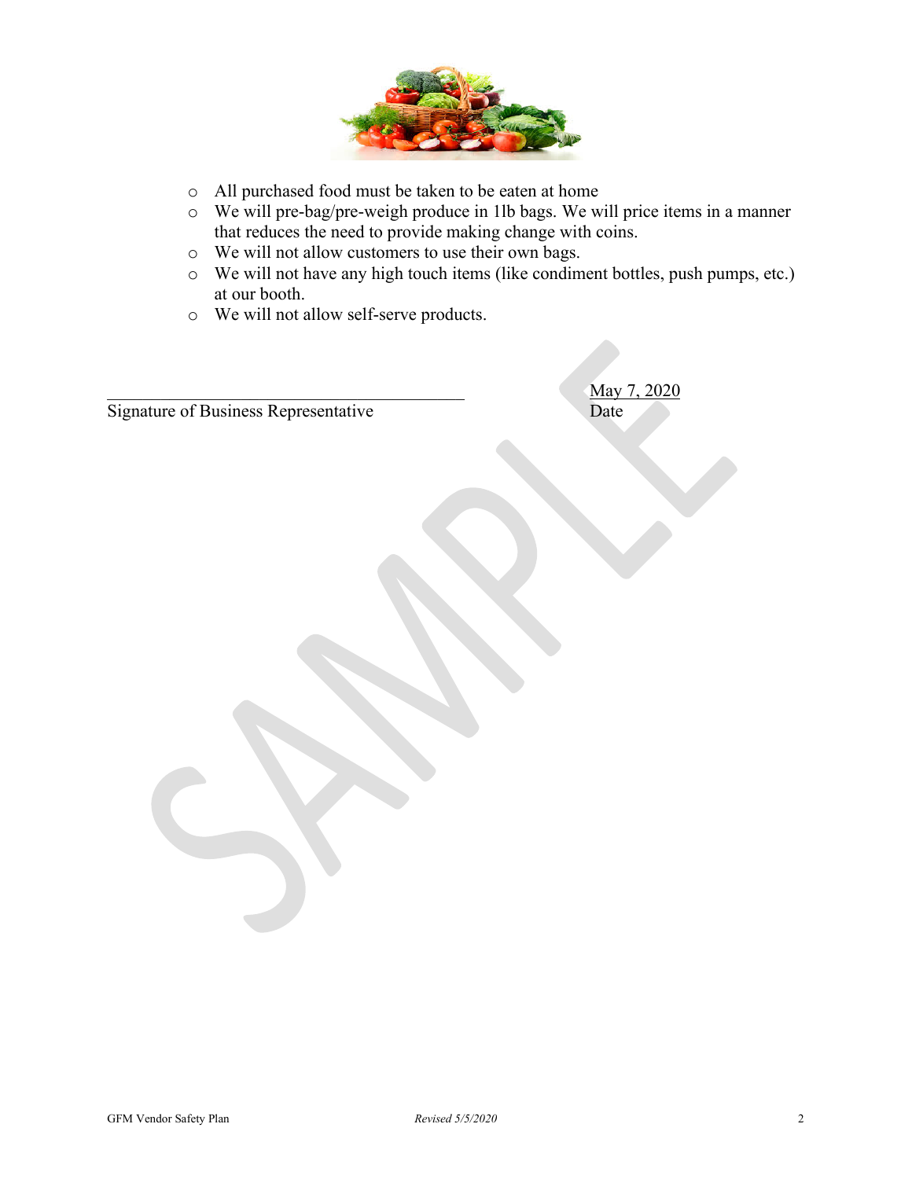- All purchased food must be taken to be eaten at home
- We will pre-bag/pre-weigh produce in 1lb bags. We will price items in a manner that reduces the need to provide making change with coins.
- We will not allow customers to use their own bags.
- We will not have any high touch items (like condiment bottles, push pumps, etc.) at our booth.
- We will not allow self-serve products.

\_\_\_\_\_\_\_\_\_\_\_\_\_\_\_\_\_\_\_\_\_\_\_\_\_\_\_\_\_\_\_\_\_\_\_\_\_\_\_\_\_\_\_\_ May 7, 2020

Signature of Business Representative Date

SAMPLE